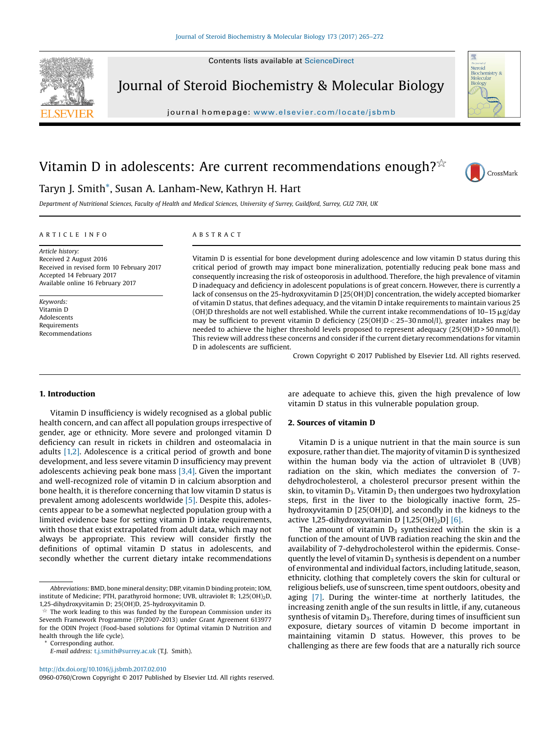# Vitamin D in adolescents: Are current recommendations enough?☆

Taryn J. Smith*, Susan A. Lanham-New, Kathryn H. Hart

Department of Nutritional Sciences, Faculty of Health and Medical Sciences, University of Surrey, Guildford, Surrey, GU2 7XH, UK

## ARTICLE INFO

*Article history:*
Received 2 August 2016
Received in revised form 10 February 2017
Accepted 14 February 2017
Available online 16 February 2017

*Keywords:*
Vitamin D
Adolescents
Requirements
Recommendations

## ABSTRACT

Vitamin D is essential for bone development during adolescence and low vitamin D status during this critical period of growth may impact bone mineralization, potentially reducing peak bone mass and consequently increasing the risk of osteoporosis in adulthood. Therefore, the high prevalence of vitamin D inadequacy and deficiency in adolescent populations is of great concern. However, there is currently a lack of consensus on the 25-hydroxyvitamin D [25(OH)D] concentration, the widely accepted biomarker of vitamin D status, that defines adequacy, and the vitamin D intake requirements to maintain various 25(OH)D thresholds are not well established. While the current intake recommendations of 10–15 μg/day may be sufficient to prevent vitamin D deficiency (25(OH)D < 25–30 nmol/l), greater intakes may be needed to achieve the higher threshold levels proposed to represent adequacy (25(OH)D > 50 nmol/l). This review will address these concerns and consider if the current dietary recommendations for vitamin D in adolescents are sufficient.

Crown Copyright © 2017 Published by Elsevier Ltd. All rights reserved.

## 1. Introduction

Vitamin D insufficiency is widely recognised as a global public health concern, and can affect all population groups irrespective of gender, age or ethnicity. More severe and prolonged vitamin D deficiency can result in rickets in children and osteomalacia in adults [1,2]. Adolescence is a critical period of growth and bone development, and less severe vitamin D insufficiency may prevent adolescents achieving peak bone mass [3,4]. Given the important and well-recognized role of vitamin D in calcium absorption and bone health, it is therefore concerning that low vitamin D status is prevalent among adolescents worldwide [5]. Despite this, adolescents appear to be a somewhat neglected population group with a limited evidence base for setting vitamin D intake requirements, with those that exist extrapolated from adult data, which may not always be appropriate. This review will consider firstly the definitions of optimal vitamin D status in adolescents, and secondly whether the current dietary intake recommendations are adequate to achieve this, given the high prevalence of low vitamin D status in this vulnerable population group.

## 2. Sources of vitamin D

Vitamin D is a unique nutrient in that the main source is sun exposure, rather than diet. The majority of vitamin D is synthesized within the human body via the action of ultraviolet B (UVB) radiation on the skin, which mediates the conversion of 7-dehydrocholesterol, a cholesterol precursor present within the skin, to vitamin $D_3$. Vitamin $D_3$ then undergoes two hydroxylation steps, first in the liver to the biologically inactive form, 25-hydroxyvitamin D [25(OH)D], and secondly in the kidneys to the active 1,25-dihydroxyvitamin D [$1,25(OH)_2D$] [6].

The amount of vitamin $D_3$ synthesized within the skin is a function of the amount of UVB radiation reaching the skin and the availability of 7-dehydrocholesterol within the epidermis. Consequently the level of vitamin $D_3$ synthesis is dependent on a number of environmental and individual factors, including latitude, season, ethnicity, clothing that completely covers the skin for cultural or religious beliefs, use of sunscreen, time spent outdoors, obesity and aging [7]. During the winter-time at northerly latitudes, the increasing zenith angle of the sun results in little, if any, cutaneous synthesis of vitamin $D_3$. Therefore, during times of insufficient sun exposure, dietary sources of vitamin D become important in maintaining vitamin D status. However, this proves to be challenging as there are few foods that are a naturally rich source

---

*Abbreviations:* BMD, bone mineral density; DBP, vitamin D binding protein; IOM, institute of Medicine; PTH, parathyroid hormone; UVB, ultraviolet B; $1,25(OH)_2D$, 1,25-dihydroxyvitamin D; 25(OH)D, 25-hydroxyvitamin D.

☆ The work leading to this was funded by the European Commission under its Seventh Framework Programme (FP/2007-2013) under Grant Agreement 613977 for the ODIN Project (Food-based solutions for Optimal vitamin D Nutrition and health through the life cycle).

\* Corresponding author.
*E-mail address:* t.j.smith@surrey.ac.uk (T.J. Smith).

http://dx.doi.org/10.1016/j.jsbmb.2017.02.010
0960-0760/Crown Copyright © 2017 Published by Elsevier Ltd. All rights reserved.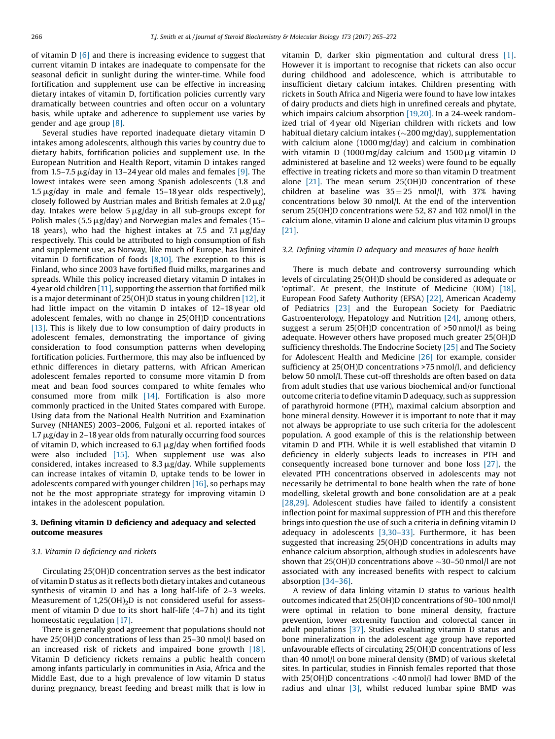of vitamin D [6] and there is increasing evidence to suggest that current vitamin D intakes are inadequate to compensate for the seasonal deficit in sunlight during the winter-time. While food fortification and supplement use can be effective in increasing dietary intakes of vitamin D, fortification policies currently vary dramatically between countries and often occur on a voluntary basis, while uptake and adherence to supplement use varies by gender and age group [8].

Several studies have reported inadequate dietary vitamin D intakes among adolescents, although this varies by country due to dietary habits, fortification policies and supplement use. In the European Nutrition and Health Report, vitamin D intakes ranged from 1.5–7.5 μg/day in 13–24 year old males and females [9]. The lowest intakes were seen among Spanish adolescents (1.8 and 1.5 μg/day in male and female 15–18 year olds respectively), closely followed by Austrian males and British females at 2.0 μg/day. Intakes were below 5 μg/day in all sub-groups except for Polish males (5.5 μg/day) and Norwegian males and females (15–18 years), who had the highest intakes at 7.5 and 7.1 μg/day respectively. This could be attributed to high consumption of fish and supplement use, as Norway, like much of Europe, has limited vitamin D fortification of foods [8,10]. The exception to this is Finland, who since 2003 have fortified fluid milks, margarines and spreads. While this policy increased dietary vitamin D intakes in 4 year old children [11], supporting the assertion that fortified milk is a major determinant of 25(OH)D status in young children [12], it had little impact on the vitamin D intakes of 12–18 year old adolescent females, with no change in 25(OH)D concentrations [13]. This is likely due to low consumption of dairy products in adolescent females, demonstrating the importance of giving consideration to food consumption patterns when developing fortification policies. Furthermore, this may also be influenced by ethnic differences in dietary patterns, with African American adolescent females reported to consume more vitamin D from meat and bean food sources compared to white females who consumed more from milk [14]. Fortification is also more commonly practiced in the United States compared with Europe. Using data from the National Health Nutrition and Examination Survey (NHANES) 2003–2006, Fulgoni et al. reported intakes of 1.7 μg/day in 2–18 year olds from naturally occurring food sources of vitamin D, which increased to 6.1 μg/day when fortified foods were also included [15]. When supplement use was also considered, intakes increased to 8.3 μg/day. While supplements can increase intakes of vitamin D, uptake tends to be lower in adolescents compared with younger children [16], so perhaps may not be the most appropriate strategy for improving vitamin D intakes in the adolescent population.

## 3. Defining vitamin D deficiency and adequacy and selected outcome measures

### 3.1. Vitamin D deficiency and rickets

Circulating 25(OH)D concentration serves as the best indicator of vitamin D status as it reflects both dietary intakes and cutaneous synthesis of vitamin D and has a long half-life of 2–3 weeks. Measurement of $1,25(OH)_2D$ is not considered useful for assessment of vitamin D due to its short half-life (4–7 h) and its tight homeostatic regulation [17].

There is generally good agreement that populations should not have 25(OH)D concentrations of less than 25–30 nmol/l based on an increased risk of rickets and impaired bone growth [18]. Vitamin D deficiency rickets remains a public health concern among infants particularly in communities in Asia, Africa and the Middle East, due to a high prevalence of low vitamin D status during pregnancy, breast feeding and breast milk that is low in vitamin D, darker skin pigmentation and cultural dress [1]. However it is important to recognise that rickets can also occur during childhood and adolescence, which is attributable to insufficient dietary calcium intakes. Children presenting with rickets in South Africa and Nigeria were found to have low intakes of dairy products and diets high in unrefined cereals and phytate, which impairs calcium absorption [19,20]. In a 24-week randomized trial of 4 year old Nigerian children with rickets and low habitual dietary calcium intakes (~200 mg/day), supplementation with calcium alone (1000 mg/day) and calcium in combination with vitamin D (1000 mg/day calcium and 1500 μg vitamin D administered at baseline and 12 weeks) were found to be equally effective in treating rickets and more so than vitamin D treatment alone [21]. The mean serum 25(OH)D concentration of these children at baseline was 35 ± 25 nmol/l, with 37% having concentrations below 30 nmol/l. At the end of the intervention serum 25(OH)D concentrations were 52, 87 and 102 nmol/l in the calcium alone, vitamin D alone and calcium plus vitamin D groups [21].

### 3.2. Defining vitamin D adequacy and measures of bone health

There is much debate and controversy surrounding which levels of circulating 25(OH)D should be considered as adequate or 'optimal'. At present, the Institute of Medicine (IOM) [18], European Food Safety Authority (EFSA) [22], American Academy of Pediatrics [23] and the European Society for Paediatric Gastroenterology, Hepatology and Nutrition [24], among others, suggest a serum 25(OH)D concentration of >50 nmol/l as being adequate. However others have proposed much greater 25(OH)D sufficiency thresholds. The Endocrine Society [25] and The Society for Adolescent Health and Medicine [26] for example, consider sufficiency at 25(OH)D concentrations >75 nmol/l, and deficiency below 50 nmol/l. These cut-off thresholds are often based on data from adult studies that use various biochemical and/or functional outcome criteria to define vitamin D adequacy, such as suppression of parathyroid hormone (PTH), maximal calcium absorption and bone mineral density. However it is important to note that it may not always be appropriate to use such criteria for the adolescent population. A good example of this is the relationship between vitamin D and PTH. While it is well established that vitamin D deficiency in elderly subjects leads to increases in PTH and consequently increased bone turnover and bone loss [27], the elevated PTH concentrations observed in adolescents may not necessarily be detrimental to bone health when the rate of bone modelling, skeletal growth and bone consolidation are at a peak [28,29]. Adolescent studies have failed to identify a consistent inflection point for maximal suppression of PTH and this therefore brings into question the use of such a criteria in defining vitamin D adequacy in adolescents [3,30–33]. Furthermore, it has been suggested that increasing 25(OH)D concentrations in adults may enhance calcium absorption, although studies in adolescents have shown that 25(OH)D concentrations above ~30–50 nmol/l are not associated with any increased benefits with respect to calcium absorption [34–36].

A review of data linking vitamin D status to various health outcomes indicated that 25(OH)D concentrations of 90–100 nmol/l were optimal in relation to bone mineral density, fracture prevention, lower extremity function and colorectal cancer in adult populations [37]. Studies evaluating vitamin D status and bone mineralization in the adolescent age group have reported unfavourable effects of circulating 25(OH)D concentrations of less than 40 nmol/l on bone mineral density (BMD) of various skeletal sites. In particular, studies in Finnish females reported that those with 25(OH)D concentrations <40 nmol/l had lower BMD of the radius and ulnar [3], whilst reduced lumbar spine BMD was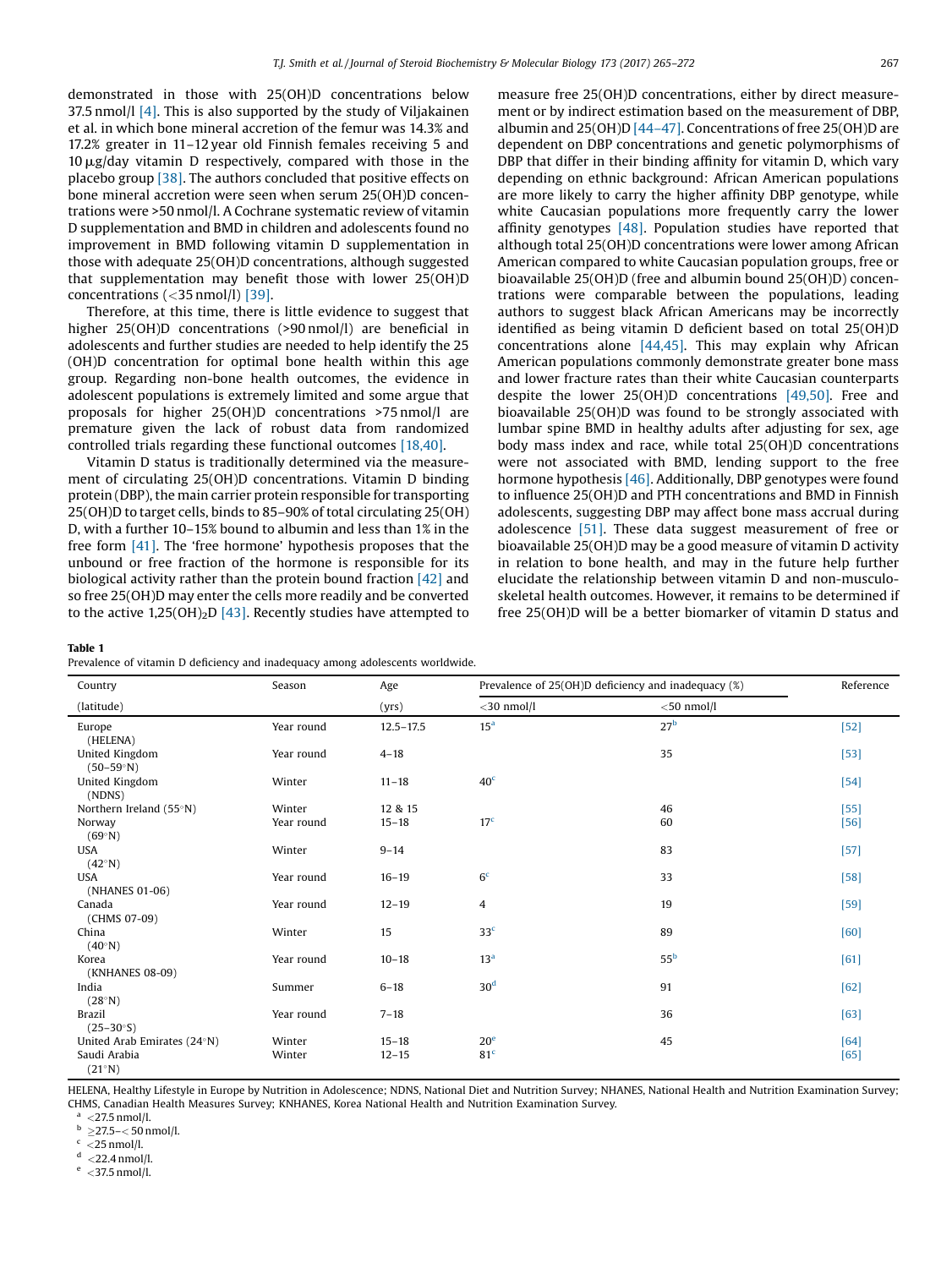demonstrated in those with 25(OH)D concentrations below 37.5 nmol/l [4]. This is also supported by the study of Viljakainen et al. in which bone mineral accretion of the femur was 14.3% and 17.2% greater in 11–12 year old Finnish females receiving 5 and 10 μg/day vitamin D respectively, compared with those in the placebo group [38]. The authors concluded that positive effects on bone mineral accretion were seen when serum 25(OH)D concentrations were >50 nmol/l. A Cochrane systematic review of vitamin D supplementation and BMD in children and adolescents found no improvement in BMD following vitamin D supplementation in those with adequate 25(OH)D concentrations, although suggested that supplementation may benefit those with lower 25(OH)D concentrations (<35 nmol/l) [39].

Therefore, at this time, there is little evidence to suggest that higher 25(OH)D concentrations (>90 nmol/l) are beneficial in adolescents and further studies are needed to help identify the 25 (OH)D concentration for optimal bone health within this age group. Regarding non-bone health outcomes, the evidence in adolescent populations is extremely limited and some argue that proposals for higher 25(OH)D concentrations >75 nmol/l are premature given the lack of robust data from randomized controlled trials regarding these functional outcomes [18,40].

Vitamin D status is traditionally determined via the measurement of circulating 25(OH)D concentrations. Vitamin D binding protein (DBP), the main carrier protein responsible for transporting 25(OH)D to target cells, binds to 85–90% of total circulating 25(OH) D, with a further 10–15% bound to albumin and less than 1% in the free form [41]. The 'free hormone' hypothesis proposes that the unbound or free fraction of the hormone is responsible for its biological activity rather than the protein bound fraction [42] and so free 25(OH)D may enter the cells more readily and be converted to the active $1,25(OH)_2D$ [43]. Recently studies have attempted to measure free 25(OH)D concentrations, either by direct measurement or by indirect estimation based on the measurement of DBP, albumin and 25(OH)D [44–47]. Concentrations of free 25(OH)D are dependent on DBP concentrations and genetic polymorphisms of DBP that differ in their binding affinity for vitamin D, which vary depending on ethnic background: African American populations are more likely to carry the higher affinity DBP genotype, while white Caucasian populations more frequently carry the lower affinity genotypes [48]. Population studies have reported that although total 25(OH)D concentrations were lower among African American compared to white Caucasian population groups, free or bioavailable 25(OH)D (free and albumin bound 25(OH)D) concentrations were comparable between the populations, leading authors to suggest black African Americans may be incorrectly identified as being vitamin D deficient based on total 25(OH)D concentrations alone [44,45]. This may explain why African American populations commonly demonstrate greater bone mass and lower fracture rates than their white Caucasian counterparts despite the lower 25(OH)D concentrations [49,50]. Free and bioavailable 25(OH)D was found to be strongly associated with lumbar spine BMD in healthy adults after adjusting for sex, age body mass index and race, while total 25(OH)D concentrations were not associated with BMD, lending support to the free hormone hypothesis [46]. Additionally, DBP genotypes were found to influence 25(OH)D and PTH concentrations and BMD in Finnish adolescents, suggesting DBP may affect bone mass accrual during adolescence [51]. These data suggest measurement of free or bioavailable 25(OH)D may be a good measure of vitamin D activity in relation to bone health, and may in the future help further elucidate the relationship between vitamin D and non-musculoskeletal health outcomes. However, it remains to be determined if free 25(OH)D will be a better biomarker of vitamin D status and

**Table 1**
Prevalence of vitamin D deficiency and inadequacy among adolescents worldwide.

| Country (latitude) | Season | Age (yrs) | Prevalence of 25(OH)D deficiency and inadequacy (%) | | Reference |
|---|---|---|---|---|---|
| | | | <30 nmol/l | <50 nmol/l | |
| Europe (HELENA) | Year round | 12.5–17.5 | 15[a] | 27[b] | [52] |
| United Kingdom (50–59°N) | Year round | 4–18 | | 35 | [53] |
| United Kingdom (NDNS) | Winter | 11–18 | 40[c] | | [54] |
| Northern Ireland (55°N) | Winter | 12 & 15 | | 46 | [55] |
| Norway (69°N) | Year round | 15–18 | 17[c] | 60 | [56] |
| USA (42°N) | Winter | 9–14 | | 83 | [57] |
| USA (NHANES 01-06) | Year round | 16–19 | 6[c] | 33 | [58] |
| Canada (CHMS 07-09) | Year round | 12–19 | 4 | 19 | [59] |
| China (40°N) | Winter | 15 | 33[c] | 89 | [60] |
| Korea (KNHANES 08-09) | Year round | 10–18 | 13[a] | 55[b] | [61] |
| India (28°N) | Summer | 6–18 | 30[d] | 91 | [62] |
| Brazil (25–30°S) | Year round | 7–18 | | 36 | [63] |
| United Arab Emirates (24°N) | Winter | 15–18 | 20[e] | 45 | [64] |
| Saudi Arabia (21°N) | Winter | 12–15 | 81[c] | | [65] |

HELENA, Healthy Lifestyle in Europe by Nutrition in Adolescence; NDNS, National Diet and Nutrition Survey; NHANES, National Health and Nutrition Examination Survey; CHMS, Canadian Health Measures Survey; KNHANES, Korea National Health and Nutrition Examination Survey.

[a] <27.5 nmol/l.
[b] ≥27.5–< 50 nmol/l.
[c] <25 nmol/l.
[d] <22.4 nmol/l.
[e] <37.5 nmol/l.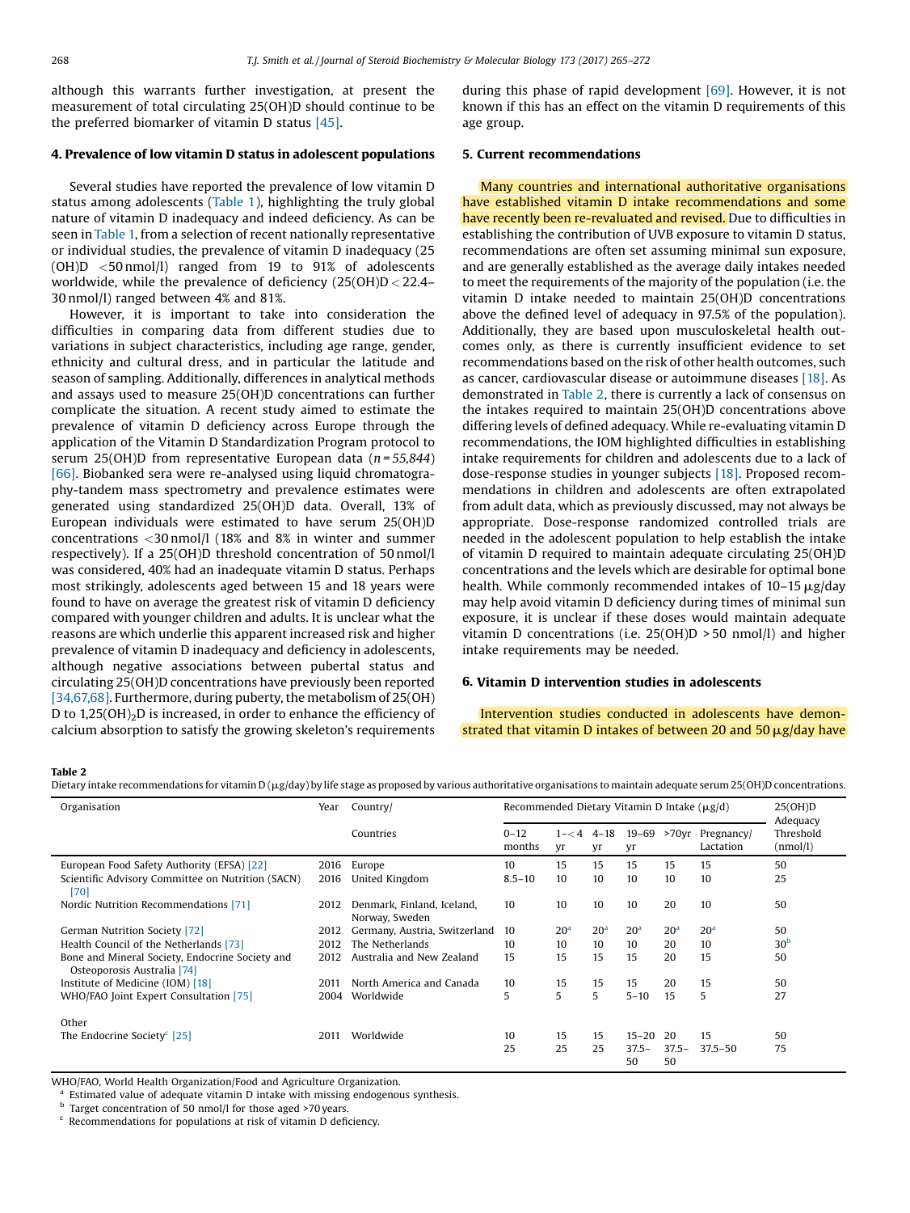although this warrants further investigation, at present the measurement of total circulating 25(OH)D should continue to be the preferred biomarker of vitamin D status [45].

## 4. Prevalence of low vitamin D status in adolescent populations

Several studies have reported the prevalence of low vitamin D status among adolescents (Table 1), highlighting the truly global nature of vitamin D inadequacy and indeed deficiency. As can be seen in Table 1, from a selection of recent nationally representative or individual studies, the prevalence of vitamin D inadequacy (25(OH)D <50 nmol/l) ranged from 19 to 91% of adolescents worldwide, while the prevalence of deficiency (25(OH)D < 22.4–30 nmol/l) ranged between 4% and 81%.

However, it is important to take into consideration the difficulties in comparing data from different studies due to variations in subject characteristics, including age range, gender, ethnicity and cultural dress, and in particular the latitude and season of sampling. Additionally, differences in analytical methods and assays used to measure 25(OH)D concentrations can further complicate the situation. A recent study aimed to estimate the prevalence of vitamin D deficiency across Europe through the application of the Vitamin D Standardization Program protocol to serum 25(OH)D from representative European data ($n = 55,844$) [66]. Biobanked sera were re-analysed using liquid chromatography-tandem mass spectrometry and prevalence estimates were generated using standardized 25(OH)D data. Overall, 13% of European individuals were estimated to have serum 25(OH)D concentrations <30 nmol/l (18% and 8% in winter and summer respectively). If a 25(OH)D threshold concentration of 50 nmol/l was considered, 40% had an inadequate vitamin D status. Perhaps most strikingly, adolescents aged between 15 and 18 years were found to have on average the greatest risk of vitamin D deficiency compared with younger children and adults. It is unclear what the reasons are which underlie this apparent increased risk and higher prevalence of vitamin D inadequacy and deficiency in adolescents, although negative associations between pubertal status and circulating 25(OH)D concentrations have previously been reported [34,67,68]. Furthermore, during puberty, the metabolism of 25(OH)D to $1,25(OH)_2D$ is increased, in order to enhance the efficiency of calcium absorption to satisfy the growing skeleton's requirements during this phase of rapid development [69]. However, it is not known if this has an effect on the vitamin D requirements of this age group.

## 5. Current recommendations

Many countries and international authoritative organisations have established vitamin D intake recommendations and some have recently been re-revaluated and revised. Due to difficulties in establishing the contribution of UVB exposure to vitamin D status, recommendations are often set assuming minimal sun exposure, and are generally established as the average daily intakes needed to meet the requirements of the majority of the population (i.e. the vitamin D intake needed to maintain 25(OH)D concentrations above the defined level of adequacy in 97.5% of the population). Additionally, they are based upon musculoskeletal health outcomes only, as there is currently insufficient evidence to set recommendations based on the risk of other health outcomes, such as cancer, cardiovascular disease or autoimmune diseases [18]. As demonstrated in Table 2, there is currently a lack of consensus on the intakes required to maintain 25(OH)D concentrations above differing levels of defined adequacy. While re-evaluating vitamin D recommendations, the IOM highlighted difficulties in establishing intake requirements for children and adolescents due to a lack of dose-response studies in younger subjects [18]. Proposed recommendations in children and adolescents are often extrapolated from adult data, which as previously discussed, may not always be appropriate. Dose-response randomized controlled trials are needed in the adolescent population to help establish the intake of vitamin D required to maintain adequate circulating 25(OH)D concentrations and the levels which are desirable for optimal bone health. While commonly recommended intakes of 10–15 μg/day may help avoid vitamin D deficiency during times of minimal sun exposure, it is unclear if these doses would maintain adequate vitamin D concentrations (i.e. 25(OH)D > 50 nmol/l) and higher intake requirements may be needed.

## 6. Vitamin D intervention studies in adolescents

Intervention studies conducted in adolescents have demonstrated that vitamin D intakes of between 20 and 50 μg/day have

**Table 2**
Dietary intake recommendations for vitamin D (μg/day) by life stage as proposed by various authoritative organisations to maintain adequate serum 25(OH)D concentrations.

| Organisation | Year | Country/ Countries | Recommended Dietary Vitamin D Intake (μg/d) | | | | | | 25(OH)D Adequacy Threshold (nmol/l) |
|---|---|---|---|---|---|---|---|---|---|
| | | | 0–12 months | 1–<4 yr | 4–18 yr | 19–69 yr | >70yr | Pregnancy/ Lactation | |
| European Food Safety Authority (EFSA) [22] | 2016 | Europe | 10 | 15 | 15 | 15 | 15 | 15 | 50 |
| Scientific Advisory Committee on Nutrition (SACN) [70] | 2016 | United Kingdom | 8.5–10 | 10 | 10 | 10 | 10 | 10 | 25 |
| Nordic Nutrition Recommendations [71] | 2012 | Denmark, Finland, Iceland, Norway, Sweden | 10 | 10 | 10 | 10 | 20 | 10 | 50 |
| German Nutrition Society [72] | 2012 | Germany, Austria, Switzerland | 10 | 20[a] | 20[a] | 20[a] | 20[a] | 20[a] | 50 |
| Health Council of the Netherlands [73] | 2012 | The Netherlands | 10 | 10 | 10 | 10 | 20 | 10 | 30[b] |
| Bone and Mineral Society, Endocrine Society and Osteoporosis Australia [74] | 2012 | Australia and New Zealand | 15 | 15 | 15 | 15 | 20 | 15 | 50 |
| Institute of Medicine (IOM) [18] | 2011 | North America and Canada | 10 | 15 | 15 | 15 | 20 | 15 | 50 |
| WHO/FAO Joint Expert Consultation [75] | 2004 | Worldwide | 5 | 5 | 5 | 5–10 | 15 | 5 | 27 |
| Other | | | | | | | | | |
| The Endocrine Society[c] [25] | 2011 | Worldwide | 10 | 15 | 15 | 15–20 | 20 | 15 | 50 |
| | | | 25 | 25 | 25 | 37.5–50 | 37.5–50 | 37.5–50 | 75 |

WHO/FAO, World Health Organization/Food and Agriculture Organization.
[a] Estimated value of adequate vitamin D intake with missing endogenous synthesis.
[b] Target concentration of 50 nmol/l for those aged >70 years.
[c] Recommendations for populations at risk of vitamin D deficiency.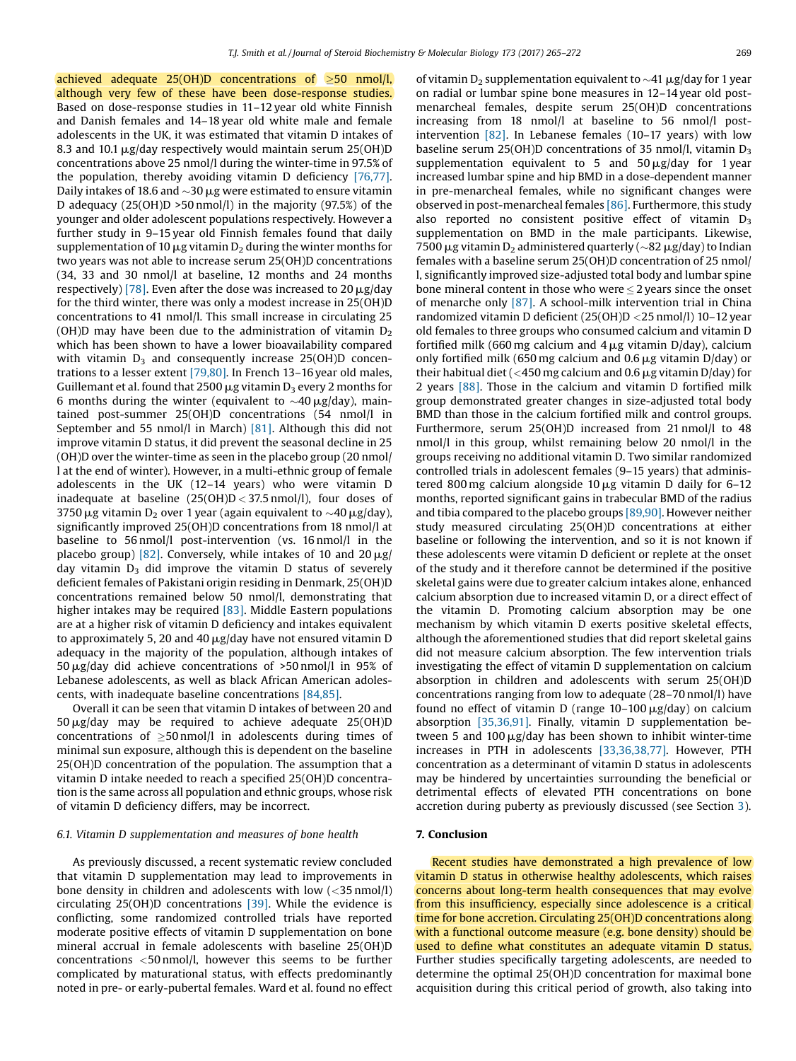achieved adequate 25(OH)D concentrations of ≥50 nmol/l, although very few of these have been dose-response studies. Based on dose-response studies in 11–12 year old white Finnish and Danish females and 14–18 year old white male and female adolescents in the UK, it was estimated that vitamin D intakes of 8.3 and 10.1 μg/day respectively would maintain serum 25(OH)D concentrations above 25 nmol/l during the winter-time in 97.5% of the population, thereby avoiding vitamin D deficiency [76,77]. Daily intakes of 18.6 and ~30 μg were estimated to ensure vitamin D adequacy (25(OH)D >50 nmol/l) in the majority (97.5%) of the younger and older adolescent populations respectively. However a further study in 9–15 year old Finnish females found that daily supplementation of 10 μg vitamin $D_2$ during the winter months for two years was not able to increase serum 25(OH)D concentrations (34, 33 and 30 nmol/l at baseline, 12 months and 24 months respectively) [78]. Even after the dose was increased to 20 μg/day for the third winter, there was only a modest increase in 25(OH)D concentrations to 41 nmol/l. This small increase in circulating 25(OH)D may have been due to the administration of vitamin $D_2$ which has been shown to have a lower bioavailability compared with vitamin $D_3$ and consequently increase 25(OH)D concentrations to a lesser extent [79,80]. In French 13–16 year old males, Guillemant et al. found that 2500 μg vitamin $D_3$ every 2 months for 6 months during the winter (equivalent to ~40 μg/day), maintained post-summer 25(OH)D concentrations (54 nmol/l in September and 55 nmol/l in March) [81]. Although this did not improve vitamin D status, it did prevent the seasonal decline in 25(OH)D over the winter-time as seen in the placebo group (20 nmol/l at the end of winter). However, in a multi-ethnic group of female adolescents in the UK (12–14 years) who were vitamin D inadequate at baseline (25(OH)D < 37.5 nmol/l), four doses of 3750 μg vitamin $D_2$ over 1 year (again equivalent to ~40 μg/day), significantly improved 25(OH)D concentrations from 18 nmol/l at baseline to 56 nmol/l post-intervention (vs. 16 nmol/l in the placebo group) [82]. Conversely, while intakes of 10 and 20 μg/day vitamin $D_3$ did improve the vitamin D status of severely deficient females of Pakistani origin residing in Denmark, 25(OH)D concentrations remained below 50 nmol/l, demonstrating that higher intakes may be required [83]. Middle Eastern populations are at a higher risk of vitamin D deficiency and intakes equivalent to approximately 5, 20 and 40 μg/day have not ensured vitamin D adequacy in the majority of the population, although intakes of 50 μg/day did achieve concentrations of >50 nmol/l in 95% of Lebanese adolescents, as well as black African American adolescents, with inadequate baseline concentrations [84,85].

Overall it can be seen that vitamin D intakes of between 20 and 50 μg/day may be required to achieve adequate 25(OH)D concentrations of ≥50 nmol/l in adolescents during times of minimal sun exposure, although this is dependent on the baseline 25(OH)D concentration of the population. The assumption that a vitamin D intake needed to reach a specified 25(OH)D concentration is the same across all population and ethnic groups, whose risk of vitamin D deficiency differs, may be incorrect.

### 6.1. Vitamin D supplementation and measures of bone health

As previously discussed, a recent systematic review concluded that vitamin D supplementation may lead to improvements in bone density in children and adolescents with low (<35 nmol/l) circulating 25(OH)D concentrations [39]. While the evidence is conflicting, some randomized controlled trials have reported moderate positive effects of vitamin D supplementation on bone mineral accrual in female adolescents with baseline 25(OH)D concentrations <50 nmol/l, however this seems to be further complicated by maturational status, with effects predominantly noted in pre- or early-pubertal females. Ward et al. found no effect of vitamin $D_2$ supplementation equivalent to ~41 μg/day for 1 year on radial or lumbar spine bone measures in 12–14 year old post-menarcheal females, despite serum 25(OH)D concentrations increasing from 18 nmol/l at baseline to 56 nmol/l post-intervention [82]. In Lebanese females (10–17 years) with low baseline serum 25(OH)D concentrations of 35 nmol/l, vitamin $D_3$ supplementation equivalent to 5 and 50 μg/day for 1 year increased lumbar spine and hip BMD in a dose-dependent manner in pre-menarcheal females, while no significant changes were observed in post-menarcheal females [86]. Furthermore, this study also reported no consistent positive effect of vitamin $D_3$ supplementation on BMD in the male participants. Likewise, 7500 μg vitamin $D_2$ administered quarterly (~82 μg/day) to Indian females with a baseline serum 25(OH)D concentration of 25 nmol/l, significantly improved size-adjusted total body and lumbar spine bone mineral content in those who were ≤ 2 years since the onset of menarche only [87]. A school-milk intervention trial in China randomized vitamin D deficient (25(OH)D <25 nmol/l) 10–12 year old females to three groups who consumed calcium and vitamin D fortified milk (660 mg calcium and 4 μg vitamin D/day), calcium only fortified milk (650 mg calcium and 0.6 μg vitamin D/day) or their habitual diet (<450 mg calcium and 0.6 μg vitamin D/day) for 2 years [88]. Those in the calcium and vitamin D fortified milk group demonstrated greater changes in size-adjusted total body BMD than those in the calcium fortified milk and control groups. Furthermore, serum 25(OH)D increased from 21 nmol/l to 48 nmol/l in this group, whilst remaining below 20 nmol/l in the groups receiving no additional vitamin D. Two similar randomized controlled trials in adolescent females (9–15 years) that administered 800 mg calcium alongside 10 μg vitamin D daily for 6–12 months, reported significant gains in trabecular BMD of the radius and tibia compared to the placebo groups [89,90]. However neither study measured circulating 25(OH)D concentrations at either baseline or following the intervention, and so it is not known if these adolescents were vitamin D deficient or replete at the onset of the study and it therefore cannot be determined if the positive skeletal gains were due to greater calcium intakes alone, enhanced calcium absorption due to increased vitamin D, or a direct effect of the vitamin D. Promoting calcium absorption may be one mechanism by which vitamin D exerts positive skeletal effects, although the aforementioned studies that did report skeletal gains did not measure calcium absorption. The few intervention trials investigating the effect of vitamin D supplementation on calcium absorption in children and adolescents with serum 25(OH)D concentrations ranging from low to adequate (28–70 nmol/l) have found no effect of vitamin D (range 10–100 μg/day) on calcium absorption [35,36,91]. Finally, vitamin D supplementation between 5 and 100 μg/day has been shown to inhibit winter-time increases in PTH in adolescents [33,36,38,77]. However, PTH concentration as a determinant of vitamin D status in adolescents may be hindered by uncertainties surrounding the beneficial or detrimental effects of elevated PTH concentrations on bone accretion during puberty as previously discussed (see Section 3).

## 7. Conclusion

Recent studies have demonstrated a high prevalence of low vitamin D status in otherwise healthy adolescents, which raises concerns about long-term health consequences that may evolve from this insufficiency, especially since adolescence is a critical time for bone accretion. Circulating 25(OH)D concentrations along with a functional outcome measure (e.g. bone density) should be used to define what constitutes an adequate vitamin D status. Further studies specifically targeting adolescents, are needed to determine the optimal 25(OH)D concentration for maximal bone acquisition during this critical period of growth, also taking into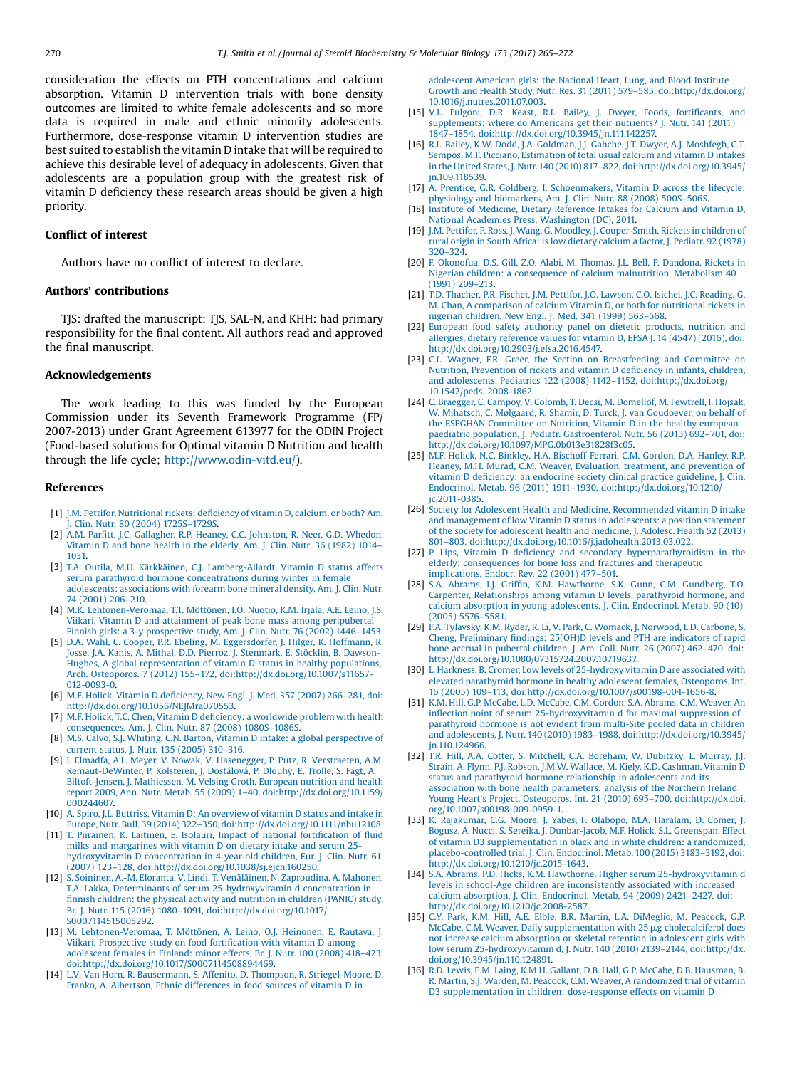consideration the effects on PTH concentrations and calcium absorption. Vitamin D intervention trials with bone density outcomes are limited to white female adolescents and so more data is required in male and ethnic minority adolescents. Furthermore, dose-response vitamin D intervention studies are best suited to establish the vitamin D intake that will be required to achieve this desirable level of adequacy in adolescents. Given that adolescents are a population group with the greatest risk of vitamin D deficiency these research areas should be given a high priority.

## Conflict of interest

Authors have no conflict of interest to declare.

## Authors' contributions

TJS: drafted the manuscript; TJS, SAL-N, and KHH: had primary responsibility for the final content. All authors read and approved the final manuscript.

## Acknowledgements

The work leading to this was funded by the European Commission under its Seventh Framework Programme (FP/2007-2013) under Grant Agreement 613977 for the ODIN Project (Food-based solutions for Optimal vitamin D Nutrition and health through the life cycle; http://www.odin-vitd.eu/).

## References

[1] J.M. Pettifor, Nutritional rickets: deficiency of vitamin D, calcium, or both? Am. J. Clin. Nutr. 80 (2004) 1725S–1729S.

[2] A.M. Parfitt, J.C. Gallagher, R.P. Heaney, C.C. Johnston, R. Neer, G.D. Whedon, Vitamin D and bone health in the elderly, Am. J. Clin. Nutr. 36 (1982) 1014–1031.

[3] T.A. Outila, M.U. Kärkkäinen, C.J. Lamberg-Allardt, Vitamin D status affects serum parathyroid hormone concentrations during winter in female adolescents: associations with forearm bone mineral density, Am. J. Clin. Nutr. 74 (2001) 206–210.

[4] M.K. Lehtonen-Veromaa, T.T. Möttönen, I.O. Nuotio, K.M. Irjala, A.E. Leino, J.S. Viikari, Vitamin D and attainment of peak bone mass among peripubertal Finnish girls: a 3-y prospective study, Am. J. Clin. Nutr. 76 (2002) 1446–1453.

[5] D.A. Wahl, C. Cooper, P.R. Ebeling, M. Eggersdorfer, J. Hilger, K. Hoffmann, R. Josse, J.A. Kanis, A. Mithal, D.D. Pierroz, J. Stenmark, E. Stöcklin, B. Dawson-Hughes, A global representation of vitamin D status in healthy populations, Arch. Osteoporos. 7 (2012) 155–172, doi:http://dx.doi.org/10.1007/s11657-012-0093-0.

[6] M.F. Holick, Vitamin D deficiency, New Engl. J. Med. 357 (2007) 266–281, doi: http://dx.doi.org/10.1056/NEJMra070553.

[7] M.F. Holick, T.C. Chen, Vitamin D deficiency: a worldwide problem with health consequences, Am. J. Clin. Nutr. 87 (2008) 1080S–1086S.

[8] M.S. Calvo, S.J. Whiting, C.N. Barton, Vitamin D intake: a global perspective of current status, J. Nutr. 135 (2005) 310–316.

[9] I. Elmadfa, A.L. Meyer, V. Nowak, V. Hasenegger, P. Putz, R. Verstraeten, A.M. Remaut-DeWinter, P. Kolsteren, J. Dostálová, P. Dlouhý, E. Trolle, S. Fagt, A. Biltoft-Jensen, J. Mathiessen, M. Velsing Groth, European nutrition and health report 2009, Ann. Nutr. Metab. 55 (2009) 1–40, doi:http://dx.doi.org/10.1159/000244607.

[10] A. Spiro, J.L. Buttriss, Vitamin D: An overview of vitamin D status and intake in Europe, Nutr. Bull. 39 (2014) 322–350, doi:http://dx.doi.org/10.1111/nbu12108.

[11] T. Piirainen, K. Laitinen, E. Isolauri, Impact of national fortification of fluid milks and margarines with vitamin D on dietary intake and serum 25-hydroxyvitamin D concentration in 4-year-old children, Eur. J. Clin. Nutr. 61 (2007) 123–128, doi:http://dx.doi.org/10.1038/sj.ejcn.160250.

[12] S. Soininen, A.-M. Eloranta, V. Lindi, T. Venäläinen, N. Zaproudina, A. Mahonen, T.A. Lakka, Determinants of serum 25-hydroxyvitamin d concentration in finnish children: the physical activity and nutrition in children (PANIC) study, Br. J. Nutr. 115 (2016) 1080–1091, doi:http://dx.doi.org/10.1017/S0007114515005292.

[13] M. Lehtonen-Veromaa, T. Möttönen, A. Leino, O.J. Heinonen, E. Rautava, J. Viikari, Prospective study on food fortification with vitamin D among adolescent females in Finland: minor effects, Br. J. Nutr. 100 (2008) 418–423, doi:http://dx.doi.org/10.1017/S0007114508894469.

[14] L.V. Van Horn, R. Bausermann, S. Affenito, D. Thompson, R. Striegel-Moore, D. Franko, A. Albertson, Ethnic differences in food sources of vitamin D in adolescent American girls: the National Heart, Lung, and Blood Institute Growth and Health Study, Nutr. Res. 31 (2011) 579–585, doi:http://dx.doi.org/10.1016/j.nutres.2011.07.003.

[15] V.L. Fulgoni, D.R. Keast, R.L. Bailey, J. Dwyer, Foods, fortificants, and supplements: where do Americans get their nutrients? J. Nutr. 141 (2011) 1847–1854, doi:http://dx.doi.org/10.3945/jn.111.142257.

[16] R.L. Bailey, K.W. Dodd, J.A. Goldman, J.J. Gahche, J.T. Dwyer, A.J. Moshfegh, C.T. Sempos, M.F. Picciano, Estimation of total usual calcium and vitamin D intakes in the United States, J. Nutr. 140 (2010) 817–822, doi:http://dx.doi.org/10.3945/jn.109.118539.

[17] A. Prentice, G.R. Goldberg, I. Schoenmakers, Vitamin D across the lifecycle: physiology and biomarkers, Am. J. Clin. Nutr. 88 (2008) 500S–506S.

[18] Institute of Medicine, Dietary Reference Intakes for Calcium and Vitamin D, National Academies Press, Washington (DC), 2011.

[19] J.M. Pettifor, P. Ross, J. Wang, G. Moodley, J. Couper-Smith, Rickets in children of rural origin in South Africa: is low dietary calcium a factor, J. Pediatr. 92 (1978) 320–324.

[20] F. Okonofua, D.S. Gill, Z.O. Alabi, M. Thomas, J.L. Bell, P. Dandona, Rickets in Nigerian children: a consequence of calcium malnutrition, Metabolism 40 (1991) 209–213.

[21] T.D. Thacher, P.R. Fischer, J.M. Pettifor, J.O. Lawson, C.O. Isichei, J.C. Reading, G. M. Chan, A comparison of calcium Vitamin D, or both for nutritional rickets in nigerian children, New Engl. J. Med. 341 (1999) 563–568.

[22] European food safety authority panel on dietetic products, nutrition and allergies, dietary reference values for vitamin D, EFSA J. 14 (4547) (2016), doi: http://dx.doi.org/10.2903/j.efsa.2016.4547.

[23] C.L. Wagner, F.R. Greer, the Section on Breastfeeding and Committee on Nutrition, Prevention of rickets and vitamin D deficiency in infants, children, and adolescents, Pediatrics 122 (2008) 1142–1152, doi:http://dx.doi.org/10.1542/peds. 2008-1862.

[24] C. Braegger, C. Campoy, V. Colomb, T. Decsi, M. Domellof, M. Fewtrell, I. Hojsak, W. Mihatsch, C. Mølgaard, R. Shamir, D. Turck, J. van Goudoever, on behalf of the ESPGHAN Committee on Nutrition, Vitamin D in the healthy european paediatric population, J. Pediatr. Gastroenterol. Nutr. 56 (2013) 692–701, doi: http://dx.doi.org/10.1097/MPG.0b013e31828f3c05.

[25] M.F. Holick, N.C. Binkley, H.A. Bischoff-Ferrari, C.M. Gordon, D.A. Hanley, R.P. Heaney, M.H. Murad, C.M. Weaver, Evaluation, treatment, and prevention of vitamin D deficiency: an endocrine society clinical practice guideline, J. Clin. Endocrinol. Metab. 96 (2011) 1911–1930, doi:http://dx.doi.org/10.1210/jc.2011-0385.

[26] Society for Adolescent Health and Medicine, Recommended vitamin D intake and management of low Vitamin D status in adolescents: a position statement of the society for adolescent health and medicine, J. Adolesc. Health 52 (2013) 801–803, doi:http://dx.doi.org/10.1016/j.jadohealth.2013.03.022.

[27] P. Lips, Vitamin D deficiency and secondary hyperparathyroidism in the elderly: consequences for bone loss and fractures and therapeutic implications, Endocr. Rev. 22 (2001) 477–501.

[28] S.A. Abrams, I.J. Griffin, K.M. Hawthorne, S.K. Gunn, C.M. Gundberg, T.O. Carpenter, Relationships among vitamin D levels, parathyroid hormone, and calcium absorption in young adolescents, J. Clin. Endocrinol. Metab. 90 (10) (2005) 5576–5581.

[29] F.A. Tylavsky, K.M. Ryder, R. Li, V. Park, C. Womack, J. Norwood, L.D. Carbone, S. Cheng, Preliminary findings: 25(OH)D levels and PTH are indicators of rapid bone accrual in pubertal children, J. Am. Coll. Nutr. 26 (2007) 462–470, doi: http://dx.doi.org/10.1080/07315724.2007.10719637.

[30] L. Harkness, B. Cromer, Low levels of 25-hydroxy vitamin D are associated with elevated parathyroid hormone in healthy adolescent females, Osteoporos. Int. 16 (2005) 109–113, doi:http://dx.doi.org/10.1007/s00198-004-1656-8.

[31] K.M. Hill, G.P. McCabe, L.D. McCabe, C.M. Gordon, S.A. Abrams, C.M. Weaver, An inflection point of serum 25-hydroxyvitamin d for maximal suppression of parathyroid hormone is not evident from multi-Site pooled data in children and adolescents, J. Nutr. 140 (2010) 1983–1988, doi:http://dx.doi.org/10.3945/jn.110.124966.

[32] T.R. Hill, A.A. Cotter, S. Mitchell, C.A. Boreham, W. Dubitzky, L. Murray, J.J. Strain, A. Flynn, P.J. Robson, J.M.W. Wallace, M. Kiely, K.D. Cashman, Vitamin D status and parathyroid hormone relationship in adolescents and its association with bone health parameters: analysis of the Northern Ireland Young Heart's Project, Osteoporos. Int. 21 (2010) 695–700, doi:http://dx.doi.org/10.1007/s00198-009-0959-1.

[33] K. Rajakumar, C.G. Moore, J. Yabes, F. Olabopo, M.A. Haralam, D. Comer, J. Bogusz, A. Nucci, S. Sereika, J. Dunbar-Jacob, M.F. Holick, S.L. Greenspan, Effect of vitamin D3 supplementation in black and in white children: a randomized, placebo-controlled trial, J. Clin. Endocrinol. Metab. 100 (2015) 3183–3192, doi: http://dx.doi.org/10.1210/jc.2015-1643.

[34] S.A. Abrams, P.D. Hicks, K.M. Hawthorne, Higher serum 25-hydroxyvitamin d levels in school-Age children are inconsistently associated with increased calcium absorption, J. Clin. Endocrinol. Metab. 94 (2009) 2421–2427, doi: http://dx.doi.org/10.1210/jc.2008-2587.

[35] C.Y. Park, K.M. Hill, A.E. Elble, B.R. Martin, L.A. DiMeglio, M. Peacock, G.P. McCabe, C.M. Weaver, Daily supplementation with 25 μg cholecalciferol does not increase calcium absorption or skeletal retention in adolescent girls with low serum 25-hydroxyvitamin d, J. Nutr. 140 (2010) 2139–2144, doi:http://dx.doi.org/10.3945/jn.110.124891.

[36] R.D. Lewis, E.M. Laing, K.M.H. Gallant, D.B. Hall, G.P. McCabe, D.B. Hausman, B. R. Martin, S.J. Warden, M. Peacock, C.M. Weaver, A randomized trial of vitamin D3 supplementation in children: dose-response effects on vitamin D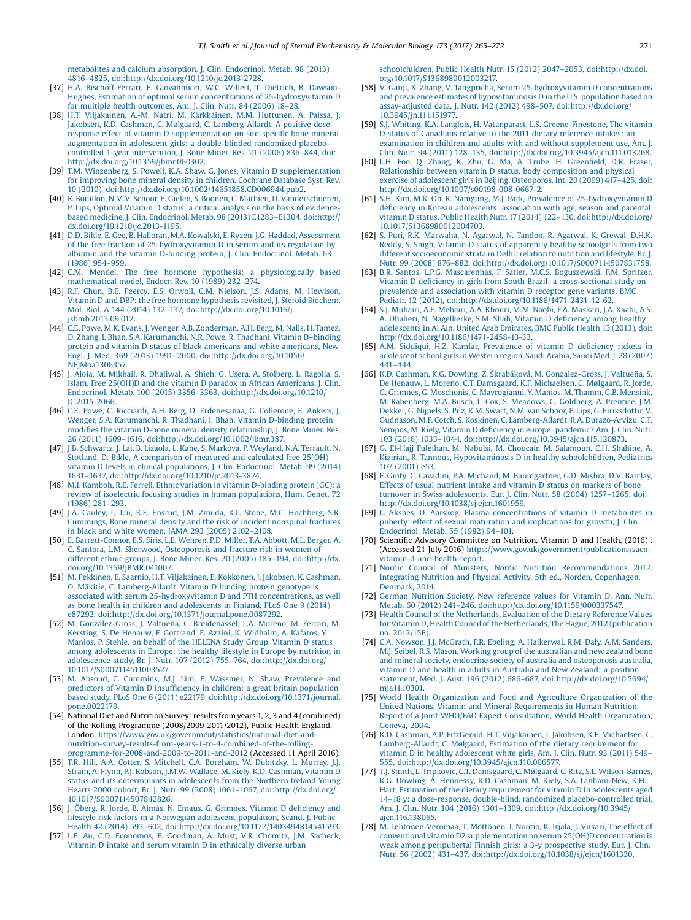metabolites and calcium absorption, J. Clin. Endocrinol. Metab. 98 (2013) 4816–4825, doi:http://dx.doi.org/10.1210/jc.2013-2728.

[37] H.A. Bischoff-Ferrari, E. Giovannucci, W.C. Willett, T. Dietrich, B. Dawson-Hughes, Estimation of optimal serum concentrations of 25-hydroxyvitamin D for multiple health outcomes, Am. J. Clin. Nutr. 84 (2006) 18–28.

[38] H.T. Viljakainen, A.-M. Natri, M. Kärkkäinen, M.M. Huttunen, A. Palssa, J. Jakobsen, K.D. Cashman, C. Mølgaard, C. Lamberg-Allardt, A positive dose-response effect of vitamin D supplementation on site-specific bone mineral augmentation in adolescent girls: a double-blinded randomized placebo-controlled 1-year intervention, J. Bone Miner. Res. 21 (2006) 836–844, doi: http://dx.doi.org/10.1359/jbmr.060302.

[39] T.M. Winzenberg, S. Powell, K.A. Shaw, G. Jones, Vitamin D supplementation for improving bone mineral density in children, Cochrane Database Syst. Rev. 10 (2010), doi:http://dx.doi.org/10.1002/14651858.CD006944.pub2.

[40] R. Bouillon, N.M.V. Schoor, E. Gielen, S. Boonen, C. Mathieu, D. Vanderschueren, P. Lips, Optimal Vitamin D status: a critical analysis on the basis of evidence-based medicine, J. Clin. Endocrinol. Metab. 98 (2013) E1283–E1304, doi:http://dx.doi.org/10.1210/jc.2013-1195.

[41] D.D. Bikle, E. Gee, B. Halloran, M.A. Kowalski, E. Ryzen, J.G. Haddad, Assessment of the free fraction of 25-hydroxyvitamin D in serum and its regulation by albumin and the vitamin D-binding protein, J. Clin. Endocrinol. Metab. 63 (1986) 954–959.

[42] C.M. Mendel, The free hormone hypothesis: a physiologically based mathematical model, Endocr. Rev. 10 (1989) 232–274.

[43] R.F. Chun, B.E. Peercy, E.S. Orwoll, C.M. Nielson, J.S. Adams, M. Hewison, Vitamin D and DBP: the free hormone hypothesis revisited, J. Steroid Biochem. Mol. Biol. A 144 (2014) 132–137, doi:http://dx.doi.org/10.1016/j.jsbmb.2013.09.012.

[44] C.E. Powe, M.K. Evans, J. Wenger, A.B. Zonderman, A.H. Berg, M. Nalls, H. Tamez, D. Zhang, I. Bhan, S.A. Karumanchi, N.R. Powe, R. Thadhani, Vitamin D–binding protein and vitamin D status of black americans and white americans, New Engl. J. Med. 369 (2013) 1991–2000, doi:http://dx.doi.org/10.1056/NEJMoa1306357.

[45] J. Aloia, M. Mikhail, R. Dhaliwal, A. Shieh, G. Usera, A. Stolberg, L. Ragolia, S. Islam, Free 25(OH)D and the vitamin D paradox in African Americans, J. Clin. Endocrinol. Metab. 100 (2015) 3356–3363, doi:http://dx.doi.org/10.1210/JC.2015-2066.

[46] C.E. Powe, C. Ricciardi, A.H. Berg, D. Erdenesanaa, G. Collerone, E. Ankers, J. Wenger, S.A. Karumanchi, R. Thadhani, I. Bhan, Vitamin D-binding protein modifies the vitamin D-bone mineral density relationship, J. Bone Miner. Res. 26 (2011) 1609–1616, doi:http://dx.doi.org/10.1002/jbmr.387.

[47] J.B. Schwartz, J. Lai, B. Lizaola, L. Kane, S. Markova, P. Weyland, N.A. Terrault, N. Stotland, D. Bikle, A comparison of measured and calculated free 25(OH) vitamin D levels in clinical populations, J. Clin. Endocrinol. Metab. 99 (2014) 1631–1637, doi:http://dx.doi.org/10.1210/jc.2013-3874.

[48] M.I. Kamboh, R.E. Ferrell, Ethnic variation in vitamin D-binding protein (GC): a review of isoelectric focusing studies in human populations, Hum. Genet. 72 (1986) 281–293.

[49] J.A. Cauley, L. Lui, K.E. Ensrud, J.M. Zmuda, K.L. Stone, M.C. Hochberg, S.R. Cummings, Bone mineral density and the risk of incident nonspinal fractures in black and white women, JAMA 293 (2005) 2102–2108.

[50] E. Barrett-Connor, E.S. Siris, L.E. Wehren, P.D. Miller, T.A. Abbott, M.L. Berger, A. C. Santora, L.M. Sherwood, Osteoporosis and fracture risk in women of different ethnic groups, J. Bone Miner. Res. 20 (2005) 185–194, doi:http://dx.doi.org/10.1359/JBMR.041007.

[51] M. Pekkinen, E. Saarnio, H.T. Viljakainen, E. Kokkonen, J. Jakobsen, K. Cashman, O. Mäkitie, C. Lamberg-Allardt, Vitamin D binding protein genotype is associated with serum 25-hydroxyvitamin D and PTH concentrations, as well as bone health in children and adolescents in Finland, PLoS One 9 (2014) e87292, doi:http://dx.doi.org/10.1371/journal.pone.0087292.

[52] M. González-Gross, J. Valtueña, C. Breidenassel, L.A. Moreno, M. Ferrari, M. Kersting, S. De Henauw, F. Gottrand, E. Azzini, K. Widhalm, A. Kafatos, Y. Manios, P. Stehle, on behalf of the HELENA Study Group, Vitamin D status among adolescents in Europe: the healthy lifestyle in Europe by nutrition in adolescence study, Br. J. Nutr. 107 (2012) 755–764, doi:http://dx.doi.org/10.1017/S0007114511003527.

[53] M. Absoud, C. Cummins, M.J. Lim, E. Wassmer, N. Shaw, Prevalence and predictors of Vitamin D insufficiency in children: a great britain population based study, PLoS One 6 (2011) e22179, doi:http://dx.doi.org/10.1371/journal.pone.0022179.

[54] National Diet and Nutrition Survey: results from years 1, 2, 3 and 4 (combined) of the Rolling Programme (2008/2009-2011/2012), Public Health England, London. https://www.gov.uk/government/statistics/national-diet-and-nutrition-survey-results-from-years-1-to-4-combined-of-the-rolling-programme-for-2008-and-2009-to-2011-and-2012 (Accessed 11 April 2016).

[55] T.R. Hill, A.A. Cotter, S. Mitchell, C.A. Boreham, W. Dubitzky, L. Murray, J.J. Strain, A. Flynn, P.J. Robson, J.M.W. Wallace, M. Kiely, K.D. Cashman, Vitamin D status and its determinants in adolescents from the Northern Ireland Young Hearts 2000 cohort, Br. J. Nutr. 99 (2008) 1061–1067, doi:http://dx.doi.org/10.1017/S0007114507842826.

[56] J. Öberg, R. Jorde, B. Almås, N. Emaus, G. Grimnes, Vitamin D deficiency and lifestyle risk factors in a Norwegian adolescent population, Scand. J. Public Health 42 (2014) 593–602, doi:http://dx.doi.org/10.1177/1403494814541593.

[57] L.E. Au, C.D. Economos, E. Goodman, A. Must, V.R. Chomitz, J.M. Sacheck, Vitamin D intake and serum vitamin D in ethnically diverse urban schoolchildren, Public Health Nutr. 15 (2012) 2047–2053, doi:http://dx.doi.org/10.1017/S1368980012003217.

[58] V. Ganji, X. Zhang, V. Tangpricha, Serum 25-hydroxyvitamin D concentrations and prevalence estimates of hypovitaminosis D in the U.S. population based on assay-adjusted data, J. Nutr. 142 (2012) 498–507, doi:http://dx.doi.org/10.3945/jn.111.151977.

[59] S.J. Whiting, K.A. Langlois, H. Vatanparast, L.S. Greene-Finestone, The vitamin D status of Canadians relative to the 2011 dietary reference intakes: an examination in children and adults with and without supplement use, Am. J. Clin. Nutr. 94 (2011) 128–135, doi:http://dx.doi.org/10.3945/ajcn.111.013268.

[60] L.H. Foo, Q. Zhang, K. Zhu, G. Ma, A. Trube, H. Greenfield, D.R. Fraser, Relationship between vitamin D status, body composition and physical exercise of adolescent girls in Beijing, Osteoporos. Int. 20 (2009) 417–425, doi:http://dx.doi.org/10.1007/s00198-008-0667-2.

[61] S.H. Kim, M.K. Oh, R. Namgung, M.J. Park, Prevalence of 25-hydroxyvitamin D deficiency in Korean adolescents: association with age, season and parental vitamin D status, Public Health Nutr. 17 (2014) 122–130, doi:http://dx.doi.org/10.1017/S1368980012004703.

[62] S. Puri, R.K. Marwaha, N. Agarwal, N. Tandon, R. Agarwal, K. Grewal, D.H.K. Reddy, S. Singh, Vitamin D status of apparently healthy schoolgirls from two different socioeconomic strata in Delhi: relation to nutrition and lifestyle, Br. J. Nutr. 99 (2008) 876–882, doi:http://dx.doi.org/10.1017/S0007114507831758.

[63] B.R. Santos, L.P.G. Mascarenhas, F. Satler, M.C.S. Boguszewski, P.M. Spritzer, Vitamin D deficiency in girls from South Brazil: a cross-sectional study on prevalence and association with vitamin D receptor gene variants, BMC Pediatr. 12 (2012), doi:http://dx.doi.org/10.1186/1471-2431-12-62.

[64] S.J. Muhairi, A.E. Mehairi, A.A. Khouri, M.M. Naqbi, F.A. Maskari, J.A. Kaabi, A.S. A. Dhaheri, N. Nagelkerke, S.M. Shah, Vitamin D deficiency among healthy adolescents in Al Ain, United Arab Emirates, BMC Public Health 13 (2013), doi:http://dx.doi.org/10.1186/1471-2458-13-33.

[65] A.M. Siddiqui, H.Z. Kamfar, Prevalence of vitamin D deficiency rickets in adolescent school girls in Western region, Saudi Arabia, Saudi Med. J. 28 (2007) 441–444.

[66] K.D. Cashman, K.G. Dowling, Z. Škrabáková, M. Gonzalez-Gross, J. Valtueña, S. De Henauw, L. Moreno, C.T. Damsgaard, K.F. Michaelsen, C. Mølgaard, R. Jorde, G. Grimnes, G. Moschonis, C. Mavrogianni, Y. Manios, M. Thamm, G.B. Mensink, M. Rabenberg, M.A. Busch, L. Cox, S. Meadows, G. Goldberg, A. Prentice, J.M. Dekker, G. Nijpels, S. Pilz, K.M. Swart, N.M. van Schoor, P. Lips, G. Eiriksdottir, V. Gudnason, M.F. Cotch, S. Koskinen, C. Lamberg-Allardt, R.A. Durazo-Arvizu, C.T. Sempos, M. Kiely, Vitamin D deficiency in europe: pandemic? Am. J. Clin. Nutr. 103 (2016) 1033–1044, doi:http://dx.doi.org/10.3945/ajcn.115.120873.

[67] G. El-Hajj Fuleihan, M. Nabulsi, M. Choucair, M. Salamoun, C.H. Shahine, A. Kizirian, R. Tannous, Hypovitaminosis D in healthy schoolchildren, Pediatrics 107 (2001) e53.

[68] F. Ginty, C. Cavadini, P.A. Michaud, M. Baumgartner, G.D. Mishra, D.V. Barclay, Effects of usual nutrient intake and vitamin D status on markers of bone turnover in Swiss adolescents, Eur. J. Clin. Nutr. 58 (2004) 1257–1265, doi:http://dx.doi.org/10.1038/sj.ejcn.1601959.

[69] L. Aksnes, D. Aarskog, Plasma concentrations of vitamin D metabolites in puberty: effect of sexual maturation and implications for growth, J. Clin. Endocrinol. Metab. 55 (1982) 94–101.

[70] Scientific Advisory Committee on Nutrition, Vitamin D and Health, (2016) . (Accessed 21 July 2016) https://www.gov.uk/government/publications/sacn-vitamin-d-and-health-report.

[71] Nordic Council of Ministers, Nordic Nutrition Recommendations 2012. Integrating Nutrition and Physical Activity, 5th ed., Norden, Copenhagen, Denmark, 2014.

[72] German Nutrition Society, New reference values for Vitamin D, Ann. Nutr. Metab. 60 (2012) 241–246, doi:http://dx.doi.org/10.1159/000337547.

[73] Health Council of the Netherlands, Evaluation of the Dietary Reference Values for Vitamin D, Health Council of the Netherlands, The Hague, 2012 (publication no. 2012/15E).

[74] C.A. Nowson, J.J. McGrath, P.R. Ebeling, A. Haikerwal, R.M. Daly, A.M. Sanders, M.J. Seibel, R.S. Mason, Working group of the australian and new zealand bone and mineral society, endocrine society of australia and osteoporosis australia, vitamin D and health in adults in Australia and New Zealand: a position statement, Med. J. Aust. 196 (2012) 686–687, doi:http://dx.doi.org/10.5694/mja11.10301.

[75] World Health Organization and Food and Agriculture Organization of the United Nations, Vitamin and Mineral Requirements in Human Nutrition. Report of a Joint WHO/FAO Expert Consultation, World Health Organization, Geneva, 2004.

[76] K.D. Cashman, A.P. FitzGerald, H.T. Viljakainen, J. Jakobsen, K.F. Michaelsen, C. Lamberg-Allardt, C. Mølgaard, Estimation of the dietary requirement for vitamin D in healthy adolescent white girls, Am. J. Clin. Nutr. 93 (2011) 549–555, doi:http://dx.doi.org/10.3945/ajcn.110.006577.

[77] T.J. Smith, L. Tripkovic, C.T. Damsgaard, C. Mølgaard, C. Ritz, S.L. Wilson-Barnes, K.G. Dowling, Á. Hennessy, K.D. Cashman, M. Kiely, S.A. Lanham-New, K.H. Hart, Estimation of the dietary requirement for vitamin D in adolescents aged 14–18 y: a dose-response, double-blind, randomized placebo-controlled trial, Am. J. Clin. Nutr. 104 (2016) 1301–1309, doi:http://dx.doi.org/10.3945/ajcn.116.138065.

[78] M. Lehtonen-Veromaa, T. Möttönen, I. Nuotio, K. Irjala, J. Viikari, The effect of conventional vitamin D2 supplementation on serum 25(OH)D concentration is weak among peripubertal Finnish girls: a 3-y prospective study, Eur. J. Clin. Nutr. 56 (2002) 431–437, doi:http://dx.doi.org/10.1038/sj/ejcn/1601330.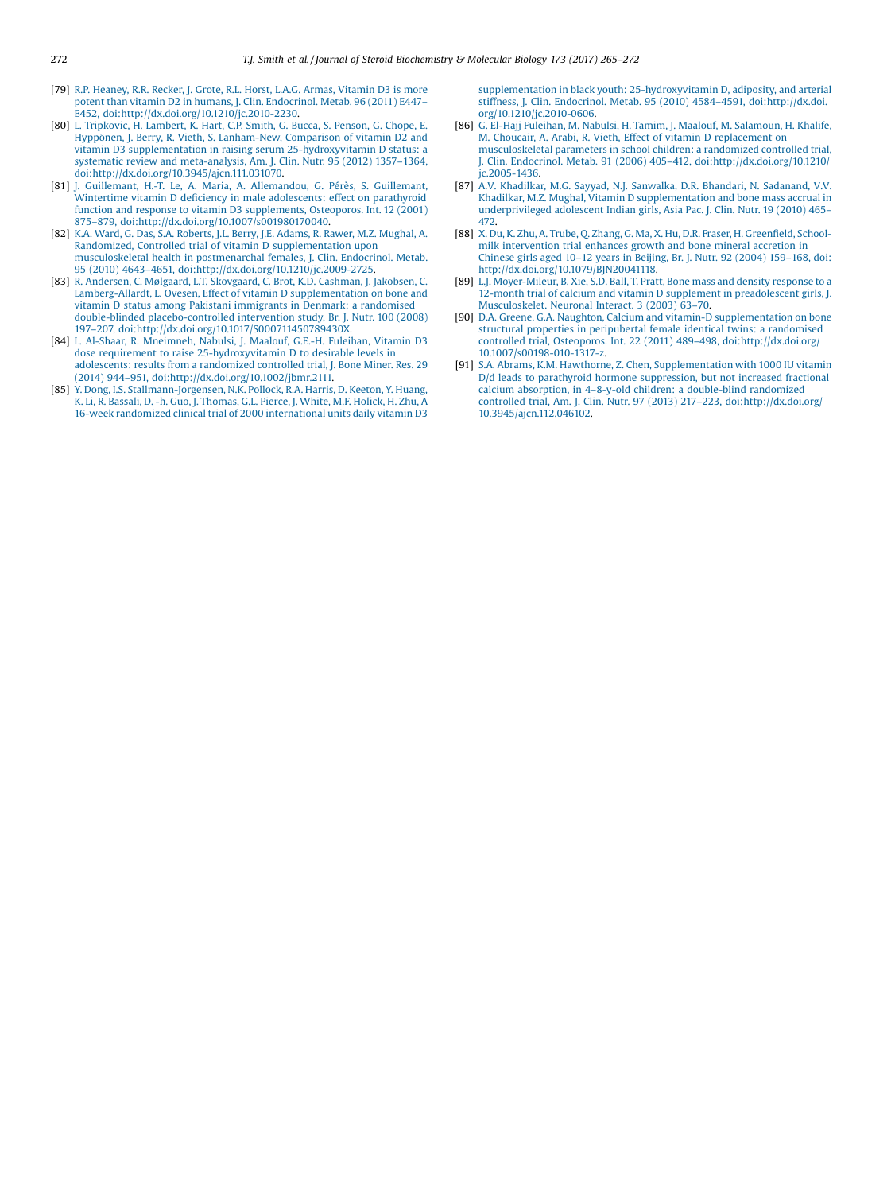[79] R.P. Heaney, R.R. Recker, J. Grote, R.L. Horst, L.A.G. Armas, Vitamin D3 is more potent than vitamin D2 in humans, J. Clin. Endocrinol. Metab. 96 (2011) E447–E452, doi:http://dx.doi.org/10.1210/jc.2010-2230.

[80] L. Tripkovic, H. Lambert, K. Hart, C.P. Smith, G. Bucca, S. Penson, G. Chope, E. Hyppönen, J. Berry, R. Vieth, S. Lanham-New, Comparison of vitamin D2 and vitamin D3 supplementation in raising serum 25-hydroxyvitamin D status: a systematic review and meta-analysis, Am. J. Clin. Nutr. 95 (2012) 1357–1364, doi:http://dx.doi.org/10.3945/ajcn.111.031070.

[81] J. Guillemant, H.-T. Le, A. Maria, A. Allemandou, G. Pérès, S. Guillemant, Wintertime vitamin D deficiency in male adolescents: effect on parathyroid function and response to vitamin D3 supplements, Osteoporos. Int. 12 (2001) 875–879, doi:http://dx.doi.org/10.1007/s001980170040.

[82] K.A. Ward, G. Das, S.A. Roberts, J.L. Berry, J.E. Adams, R. Rawer, M.Z. Mughal, A. Randomized, Controlled trial of vitamin D supplementation upon musculoskeletal health in postmenarchal females, J. Clin. Endocrinol. Metab. 95 (2010) 4643–4651, doi:http://dx.doi.org/10.1210/jc.2009-2725.

[83] R. Andersen, C. Mølgaard, L.T. Skovgaard, C. Brot, K.D. Cashman, J. Jakobsen, C. Lamberg-Allardt, L. Ovesen, Effect of vitamin D supplementation on bone and vitamin D status among Pakistani immigrants in Denmark: a randomised double-blinded placebo-controlled intervention study, Br. J. Nutr. 100 (2008) 197–207, doi:http://dx.doi.org/10.1017/S000711450789430X.

[84] L. Al-Shaar, R. Mneimneh, Nabulsi, J. Maalouf, G.E.-H. Fuleihan, Vitamin D3 dose requirement to raise 25-hydroxyvitamin D to desirable levels in adolescents: results from a randomized controlled trial, J. Bone Miner. Res. 29 (2014) 944–951, doi:http://dx.doi.org/10.1002/jbmr.2111.

[85] Y. Dong, I.S. Stallmann-Jorgensen, N.K. Pollock, R.A. Harris, D. Keeton, Y. Huang, K. Li, R. Bassali, D. -h. Guo, J. Thomas, G.L. Pierce, J. White, M.F. Holick, H. Zhu, A 16-week randomized clinical trial of 2000 international units daily vitamin D3 supplementation in black youth: 25-hydroxyvitamin D, adiposity, and arterial stiffness, J. Clin. Endocrinol. Metab. 95 (2010) 4584–4591, doi:http://dx.doi.org/10.1210/jc.2010-0606.

[86] G. El-Hajj Fuleihan, M. Nabulsi, H. Tamim, J. Maalouf, M. Salamoun, H. Khalife, M. Choucair, A. Arabi, R. Vieth, Effect of vitamin D replacement on musculoskeletal parameters in school children: a randomized controlled trial, J. Clin. Endocrinol. Metab. 91 (2006) 405–412, doi:http://dx.doi.org/10.1210/jc.2005-1436.

[87] A.V. Khadilkar, M.G. Sayyad, N.J. Sanwalka, D.R. Bhandari, N. Sadanand, V.V. Khadilkar, M.Z. Mughal, Vitamin D supplementation and bone mass accrual in underprivileged adolescent Indian girls, Asia Pac. J. Clin. Nutr. 19 (2010) 465–472.

[88] X. Du, K. Zhu, A. Trube, Q. Zhang, G. Ma, X. Hu, D.R. Fraser, H. Greenfield, School-milk intervention trial enhances growth and bone mineral accretion in Chinese girls aged 10–12 years in Beijing, Br. J. Nutr. 92 (2004) 159–168, doi:http://dx.doi.org/10.1079/BJN20041118.

[89] L.J. Moyer-Mileur, B. Xie, S.D. Ball, T. Pratt, Bone mass and density response to a 12-month trial of calcium and vitamin D supplement in preadolescent girls, J. Musculoskelet. Neuronal Interact. 3 (2003) 63–70.

[90] D.A. Greene, G.A. Naughton, Calcium and vitamin-D supplementation on bone structural properties in peripubertal female identical twins: a randomised controlled trial, Osteoporos. Int. 22 (2011) 489–498, doi:http://dx.doi.org/10.1007/s00198-010-1317-z.

[91] S.A. Abrams, K.M. Hawthorne, Z. Chen, Supplementation with 1000 IU vitamin D/d leads to parathyroid hormone suppression, but not increased fractional calcium absorption, in 4–8-y-old children: a double-blind randomized controlled trial, Am. J. Clin. Nutr. 97 (2013) 217–223, doi:http://dx.doi.org/10.3945/ajcn.112.046102.